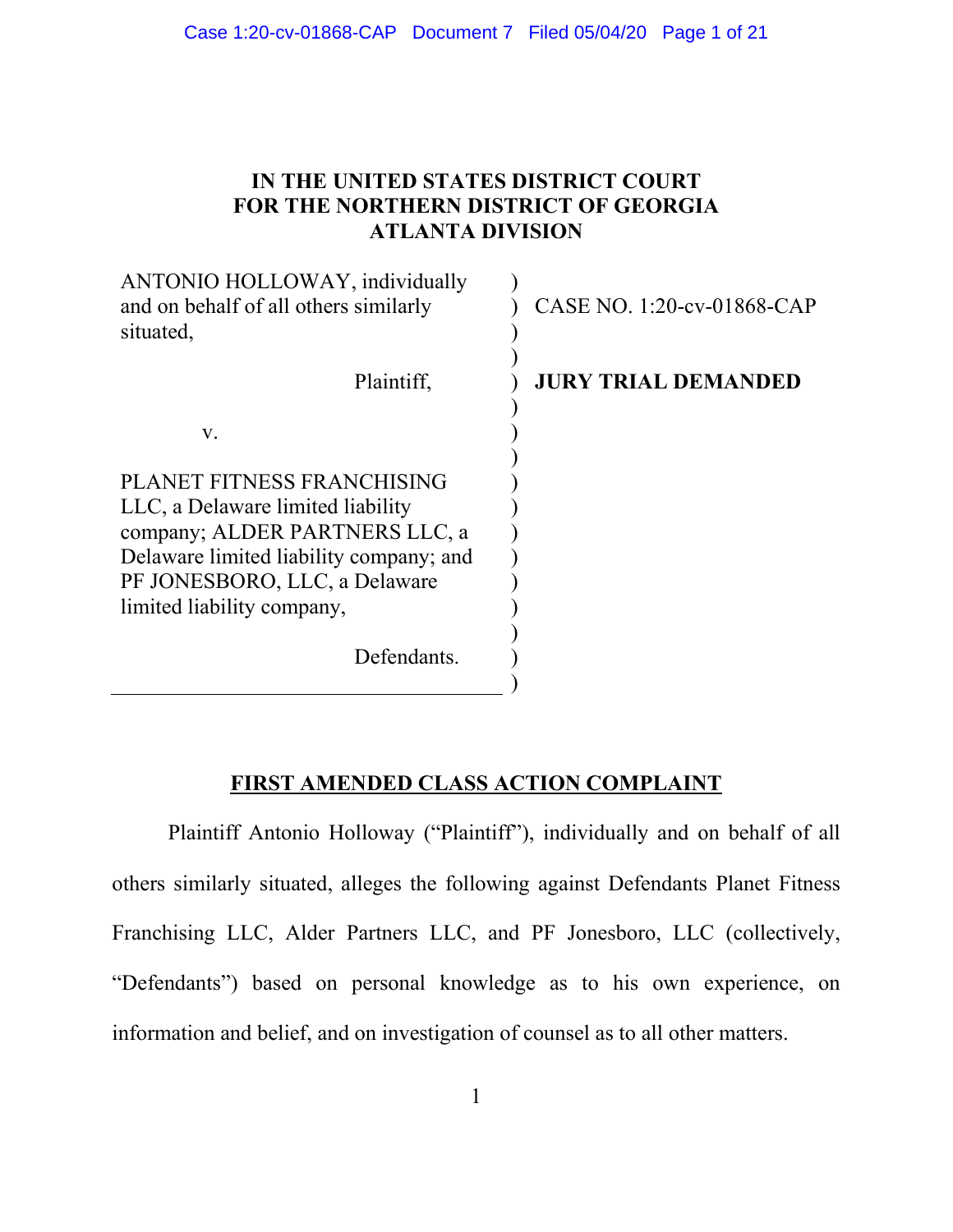# IN THE UNITED STATES DISTRICT COURT FOR THE NORTHERN DISTRICT OF GEORGIA ATLANTA DIVISION

ANTONIO HOLLOWAY, individually and on behalf of all others similarly situated,

Plaintiff,

v.

PLANET FITNESS FRANCHISING LLC, a Delaware limited liability company; ALDER PARTNERS LLC, a Delaware limited liability company; and PF JONESBORO, LLC, a Delaware limited liability company,

Defendants.

CASE NO. 1:20-cv-01868-CAP

**JURY TRIAL DEMANDED**

## FIRST AMENDED CLASS ACTION COMPLAINT

Plaintiff Antonio Holloway ("Plaintiff"), individually and on behalf of all others similarly situated, alleges the following against Defendants Planet Fitness Franchising LLC, Alder Partners LLC, and PF Jonesboro, LLC (collectively, "Defendants") based on personal knowledge as to his own experience, on information and belief, and on investigation of counsel as to all other matters.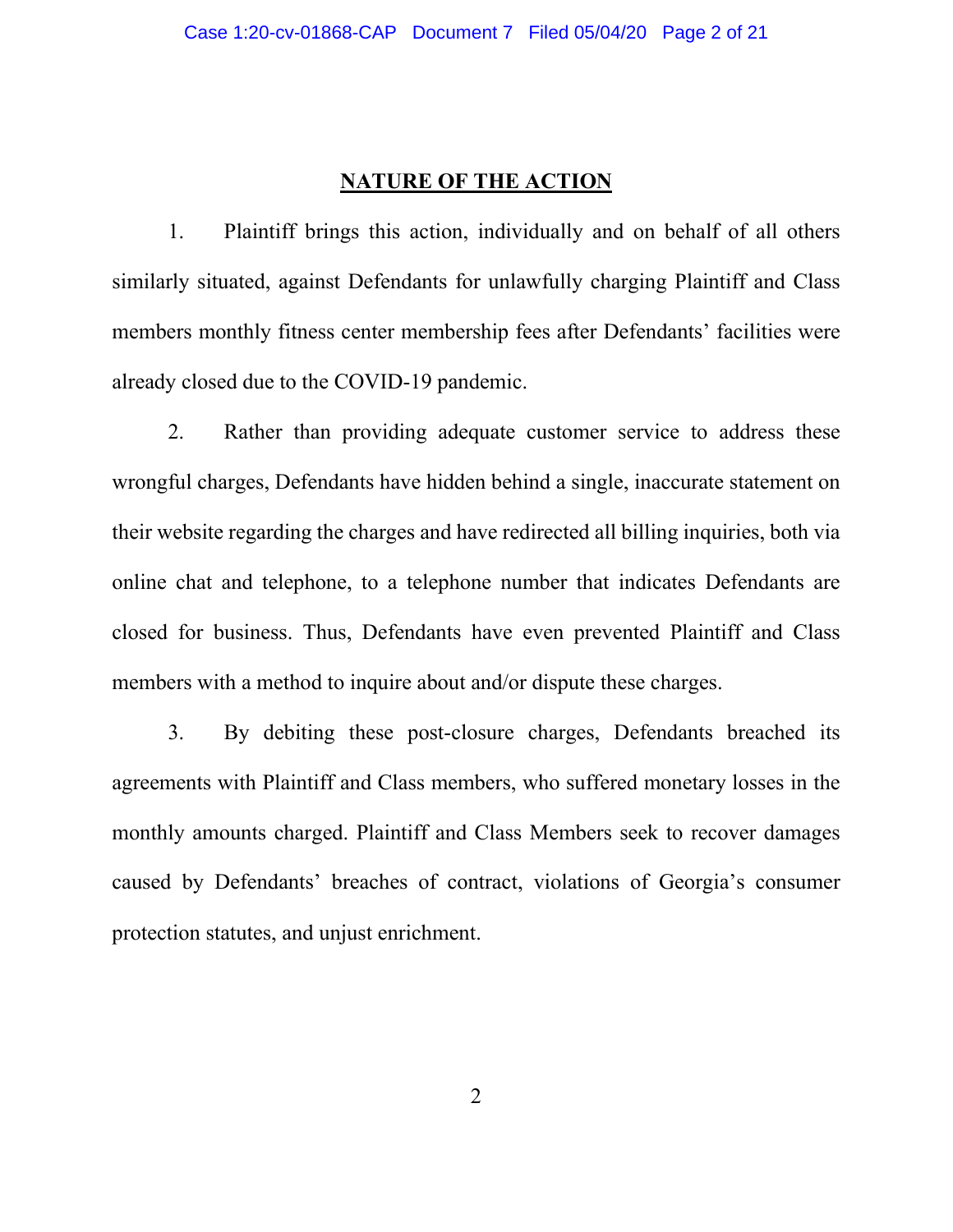## NATURE OF THE ACTION

1. Plaintiff brings this action, individually and on behalf of all others similarly situated, against Defendants for unlawfully charging Plaintiff and Class members monthly fitness center membership fees after Defendants' facilities were already closed due to the COVID-19 pandemic.

2. Rather than providing adequate customer service to address these wrongful charges, Defendants have hidden behind a single, inaccurate statement on their website regarding the charges and have redirected all billing inquiries, both via online chat and telephone, to a telephone number that indicates Defendants are closed for business. Thus, Defendants have even prevented Plaintiff and Class members with a method to inquire about and/or dispute these charges.

3. By debiting these post-closure charges, Defendants breached its agreements with Plaintiff and Class members, who suffered monetary losses in the monthly amounts charged. Plaintiff and Class Members seek to recover damages caused by Defendants' breaches of contract, violations of Georgia's consumer protection statutes, and unjust enrichment.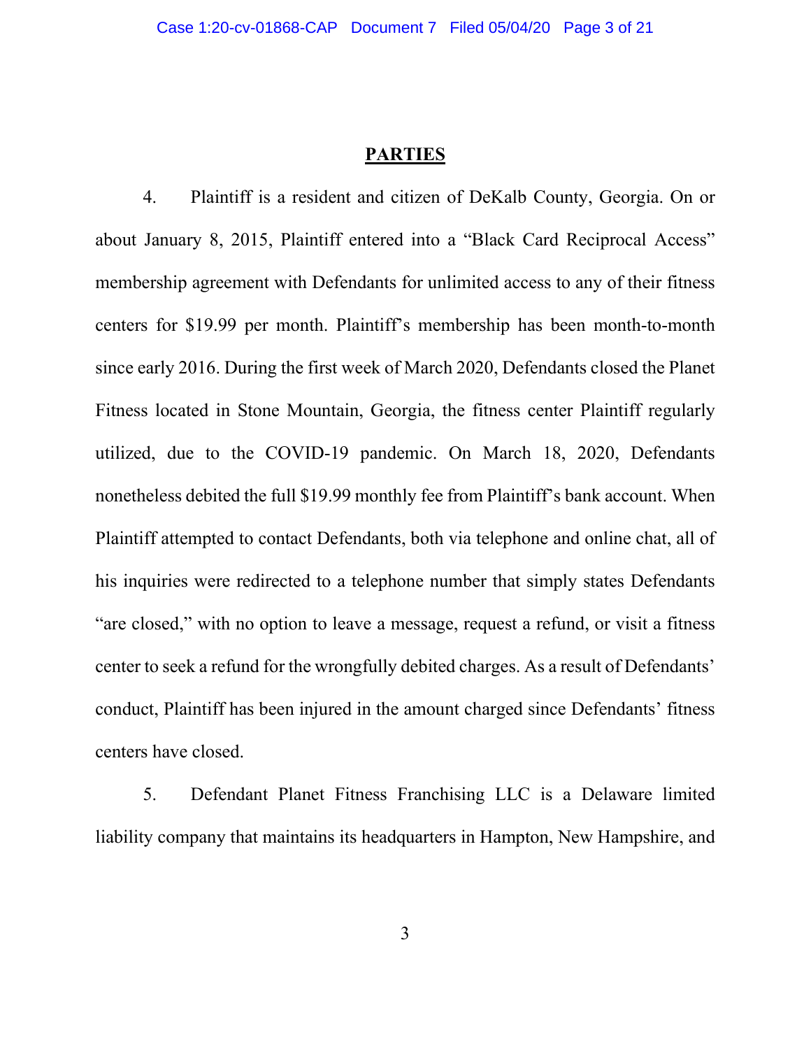## PARTIES

4. Plaintiff is a resident and citizen of DeKalb County, Georgia. On or about January 8, 2015, Plaintiff entered into a "Black Card Reciprocal Access" membership agreement with Defendants for unlimited access to any of their fitness centers for $19.99 per month. Plaintiff's membership has been month-to-month since early 2016. During the first week of March 2020, Defendants closed the Planet Fitness located in Stone Mountain, Georgia, the fitness center Plaintiff regularly utilized, due to the COVID-19 pandemic. On March 18, 2020, Defendants nonetheless debited the full $19.99 monthly fee from Plaintiff's bank account. When Plaintiff attempted to contact Defendants, both via telephone and online chat, all of his inquiries were redirected to a telephone number that simply states Defendants "are closed," with no option to leave a message, request a refund, or visit a fitness center to seek a refund for the wrongfully debited charges. As a result of Defendants' conduct, Plaintiff has been injured in the amount charged since Defendants' fitness centers have closed.

5. Defendant Planet Fitness Franchising LLC is a Delaware limited liability company that maintains its headquarters in Hampton, New Hampshire, and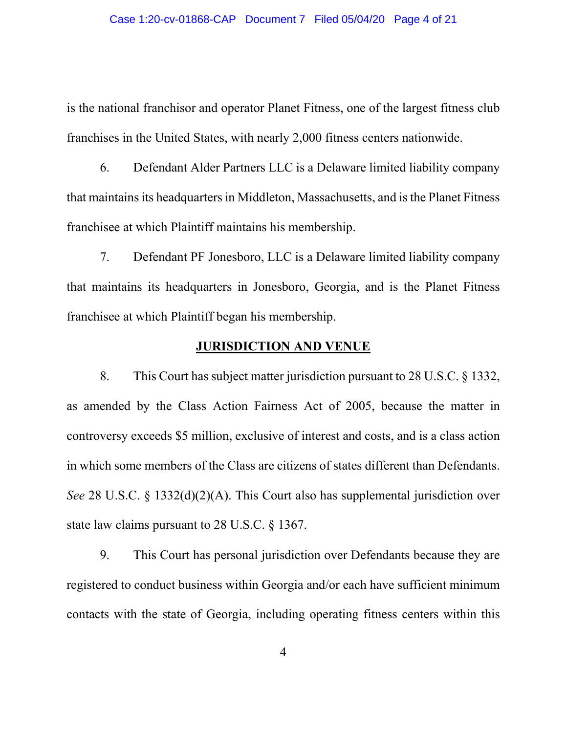is the national franchisor and operator Planet Fitness, one of the largest fitness club franchises in the United States, with nearly 2,000 fitness centers nationwide.

6. Defendant Alder Partners LLC is a Delaware limited liability company that maintains its headquarters in Middleton, Massachusetts, and is the Planet Fitness franchisee at which Plaintiff maintains his membership.

7. Defendant PF Jonesboro, LLC is a Delaware limited liability company that maintains its headquarters in Jonesboro, Georgia, and is the Planet Fitness franchisee at which Plaintiff began his membership.

## JURISDICTION AND VENUE

8. This Court has subject matter jurisdiction pursuant to 28 U.S.C. § 1332, as amended by the Class Action Fairness Act of 2005, because the matter in controversy exceeds $5 million, exclusive of interest and costs, and is a class action in which some members of the Class are citizens of states different than Defendants. *See* 28 U.S.C. § 1332(d)(2)(A). This Court also has supplemental jurisdiction over state law claims pursuant to 28 U.S.C. § 1367.

9. This Court has personal jurisdiction over Defendants because they are registered to conduct business within Georgia and/or each have sufficient minimum contacts with the state of Georgia, including operating fitness centers within this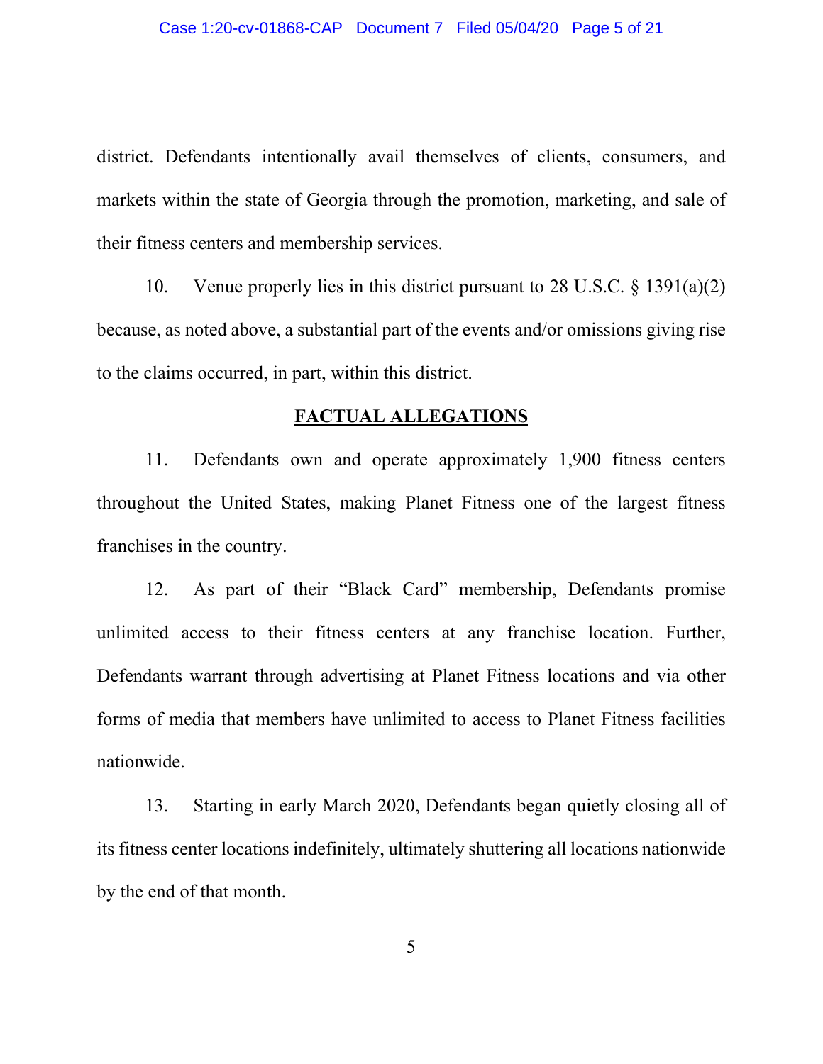district. Defendants intentionally avail themselves of clients, consumers, and markets within the state of Georgia through the promotion, marketing, and sale of their fitness centers and membership services.

10. Venue properly lies in this district pursuant to 28 U.S.C. § 1391(a)(2) because, as noted above, a substantial part of the events and/or omissions giving rise to the claims occurred, in part, within this district.

## **FACTUAL ALLEGATIONS**

11. Defendants own and operate approximately 1,900 fitness centers throughout the United States, making Planet Fitness one of the largest fitness franchises in the country.

12. As part of their "Black Card" membership, Defendants promise unlimited access to their fitness centers at any franchise location. Further, Defendants warrant through advertising at Planet Fitness locations and via other forms of media that members have unlimited to access to Planet Fitness facilities nationwide.

13. Starting in early March 2020, Defendants began quietly closing all of its fitness center locations indefinitely, ultimately shuttering all locations nationwide by the end of that month.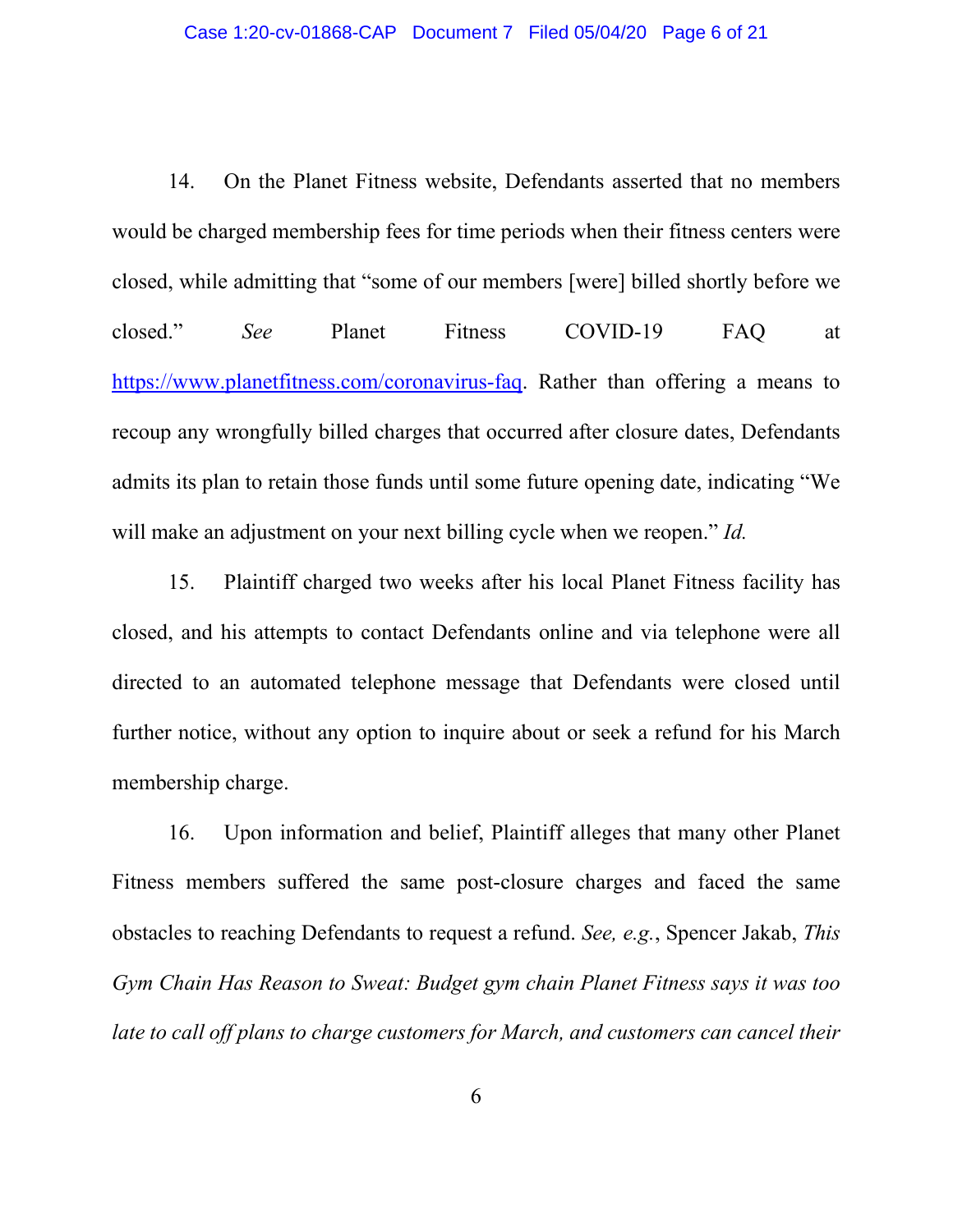14. On the Planet Fitness website, Defendants asserted that no members would be charged membership fees for time periods when their fitness centers were closed, while admitting that "some of our members [were] billed shortly before we closed." *See* Planet Fitness COVID-19 FAQ at https://www.planetfitness.com/coronavirus-faq. Rather than offering a means to recoup any wrongfully billed charges that occurred after closure dates, Defendants admits its plan to retain those funds until some future opening date, indicating "We will make an adjustment on your next billing cycle when we reopen." *Id.*

15. Plaintiff charged two weeks after his local Planet Fitness facility has closed, and his attempts to contact Defendants online and via telephone were all directed to an automated telephone message that Defendants were closed until further notice, without any option to inquire about or seek a refund for his March membership charge.

16. Upon information and belief, Plaintiff alleges that many other Planet Fitness members suffered the same post-closure charges and faced the same obstacles to reaching Defendants to request a refund. *See, e.g.*, Spencer Jakab, *This Gym Chain Has Reason to Sweat: Budget gym chain Planet Fitness says it was too late to call off plans to charge customers for March, and customers can cancel their*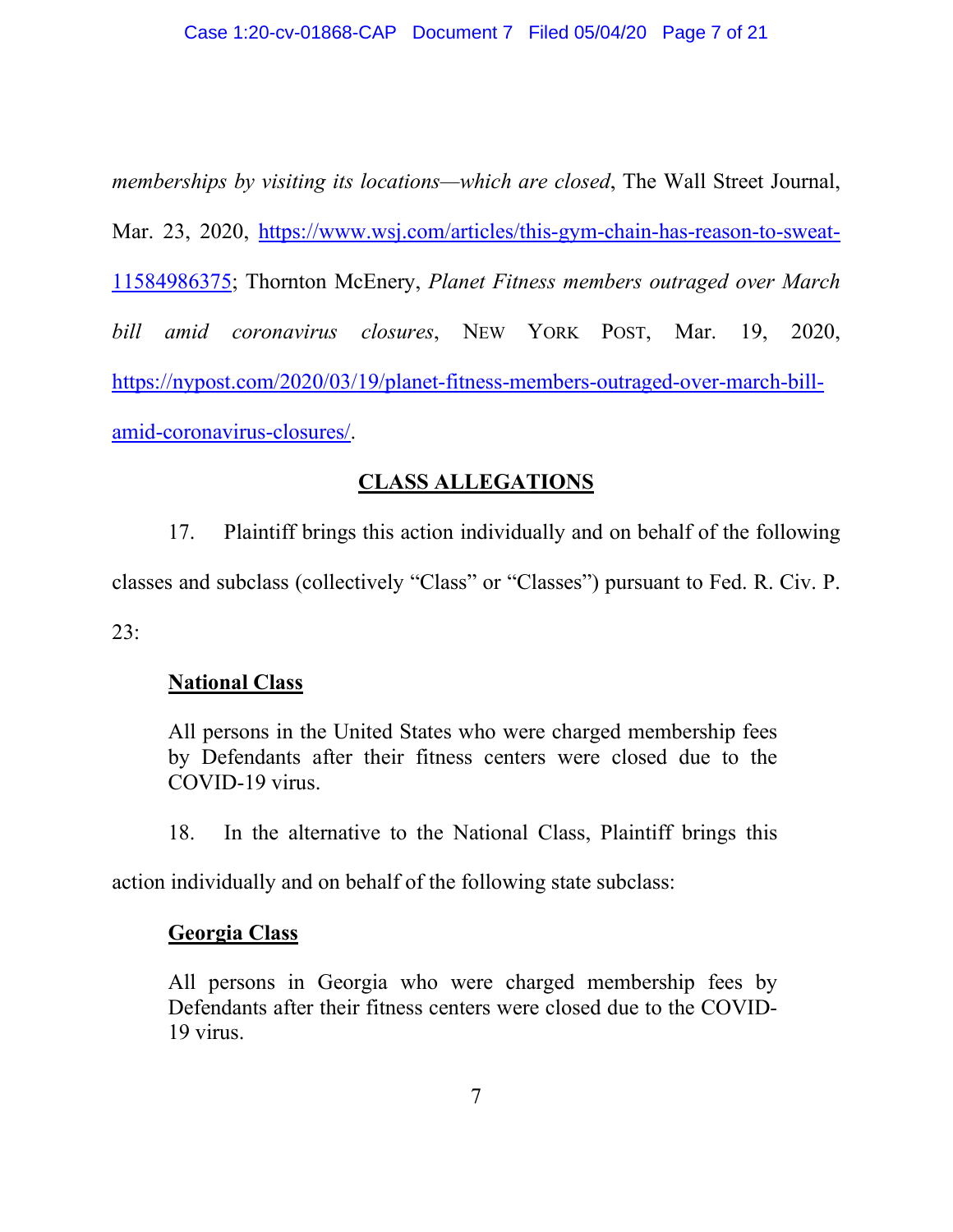*memberships by visiting its locations—which are closed*, The Wall Street Journal, Mar. 23, 2020, https://www.wsj.com/articles/this-gym-chain-has-reason-to-sweat-11584986375; Thornton McEnery, *Planet Fitness members outraged over March bill amid coronavirus closures*, NEW YORK POST, Mar. 19, 2020, https://nypost.com/2020/03/19/planet-fitness-members-outraged-over-march-bill-amid-coronavirus-closures/.

## CLASS ALLEGATIONS

17. Plaintiff brings this action individually and on behalf of the following classes and subclass (collectively "Class" or "Classes") pursuant to Fed. R. Civ. P. 23:

**National Class**

> All persons in the United States who were charged membership fees by Defendants after their fitness centers were closed due to the COVID-19 virus.

18. In the alternative to the National Class, Plaintiff brings this action individually and on behalf of the following state subclass:

**Georgia Class**

> All persons in Georgia who were charged membership fees by Defendants after their fitness centers were closed due to the COVID-19 virus.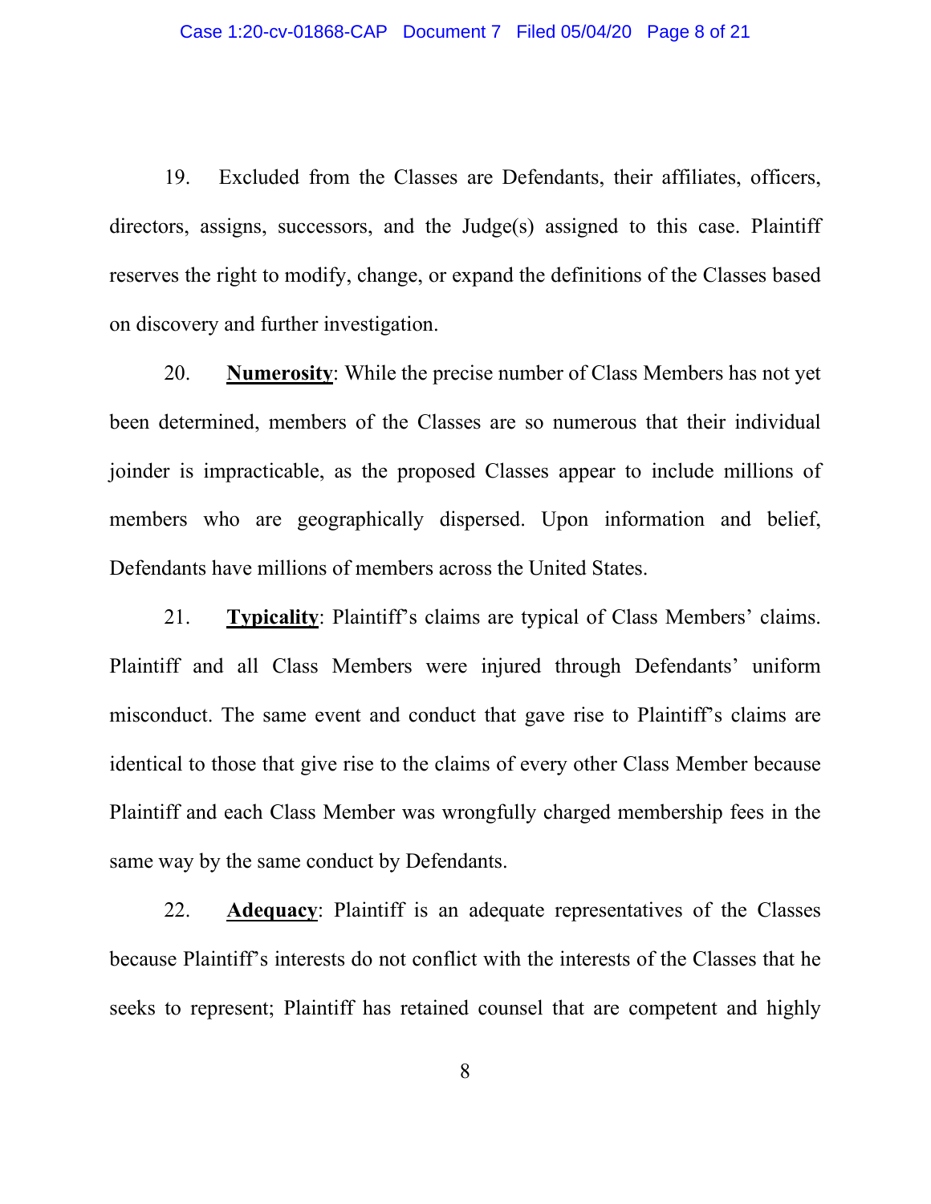19. Excluded from the Classes are Defendants, their affiliates, officers, directors, assigns, successors, and the Judge(s) assigned to this case. Plaintiff reserves the right to modify, change, or expand the definitions of the Classes based on discovery and further investigation.

20. **Numerosity**: While the precise number of Class Members has not yet been determined, members of the Classes are so numerous that their individual joinder is impracticable, as the proposed Classes appear to include millions of members who are geographically dispersed. Upon information and belief, Defendants have millions of members across the United States.

21. **Typicality**: Plaintiff's claims are typical of Class Members' claims. Plaintiff and all Class Members were injured through Defendants' uniform misconduct. The same event and conduct that gave rise to Plaintiff's claims are identical to those that give rise to the claims of every other Class Member because Plaintiff and each Class Member was wrongfully charged membership fees in the same way by the same conduct by Defendants.

22. **Adequacy**: Plaintiff is an adequate representatives of the Classes because Plaintiff's interests do not conflict with the interests of the Classes that he seeks to represent; Plaintiff has retained counsel that are competent and highly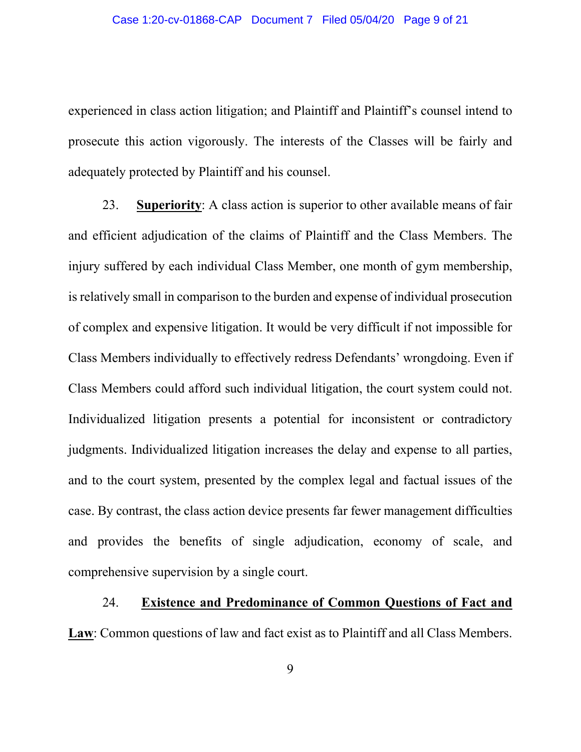experienced in class action litigation; and Plaintiff and Plaintiff's counsel intend to prosecute this action vigorously. The interests of the Classes will be fairly and adequately protected by Plaintiff and his counsel.

23. **<u>Superiority</u>**: A class action is superior to other available means of fair and efficient adjudication of the claims of Plaintiff and the Class Members. The injury suffered by each individual Class Member, one month of gym membership, is relatively small in comparison to the burden and expense of individual prosecution of complex and expensive litigation. It would be very difficult if not impossible for Class Members individually to effectively redress Defendants' wrongdoing. Even if Class Members could afford such individual litigation, the court system could not. Individualized litigation presents a potential for inconsistent or contradictory judgments. Individualized litigation increases the delay and expense to all parties, and to the court system, presented by the complex legal and factual issues of the case. By contrast, the class action device presents far fewer management difficulties and provides the benefits of single adjudication, economy of scale, and comprehensive supervision by a single court.

24. **<u>Existence and Predominance of Common Questions of Fact and Law</u>**: Common questions of law and fact exist as to Plaintiff and all Class Members.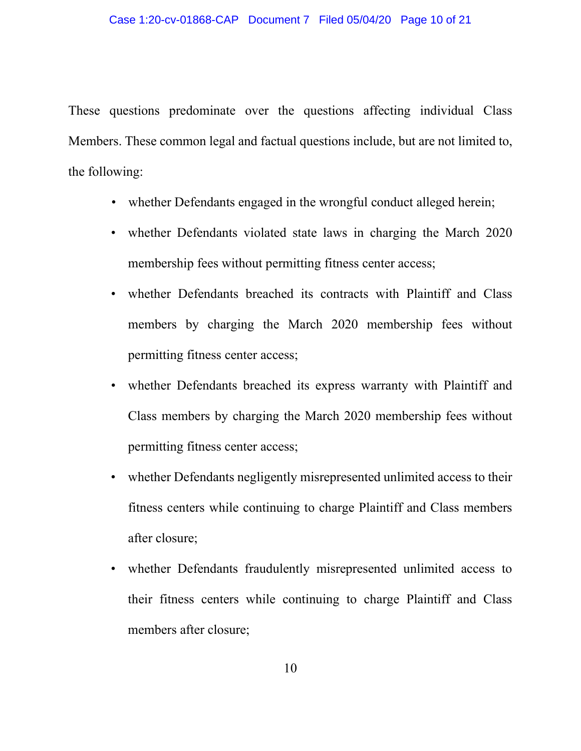These questions predominate over the questions affecting individual Class Members. These common legal and factual questions include, but are not limited to, the following:

- whether Defendants engaged in the wrongful conduct alleged herein;
- whether Defendants violated state laws in charging the March 2020 membership fees without permitting fitness center access;
- whether Defendants breached its contracts with Plaintiff and Class members by charging the March 2020 membership fees without permitting fitness center access;
- whether Defendants breached its express warranty with Plaintiff and Class members by charging the March 2020 membership fees without permitting fitness center access;
- whether Defendants negligently misrepresented unlimited access to their fitness centers while continuing to charge Plaintiff and Class members after closure;
- whether Defendants fraudulently misrepresented unlimited access to their fitness centers while continuing to charge Plaintiff and Class members after closure;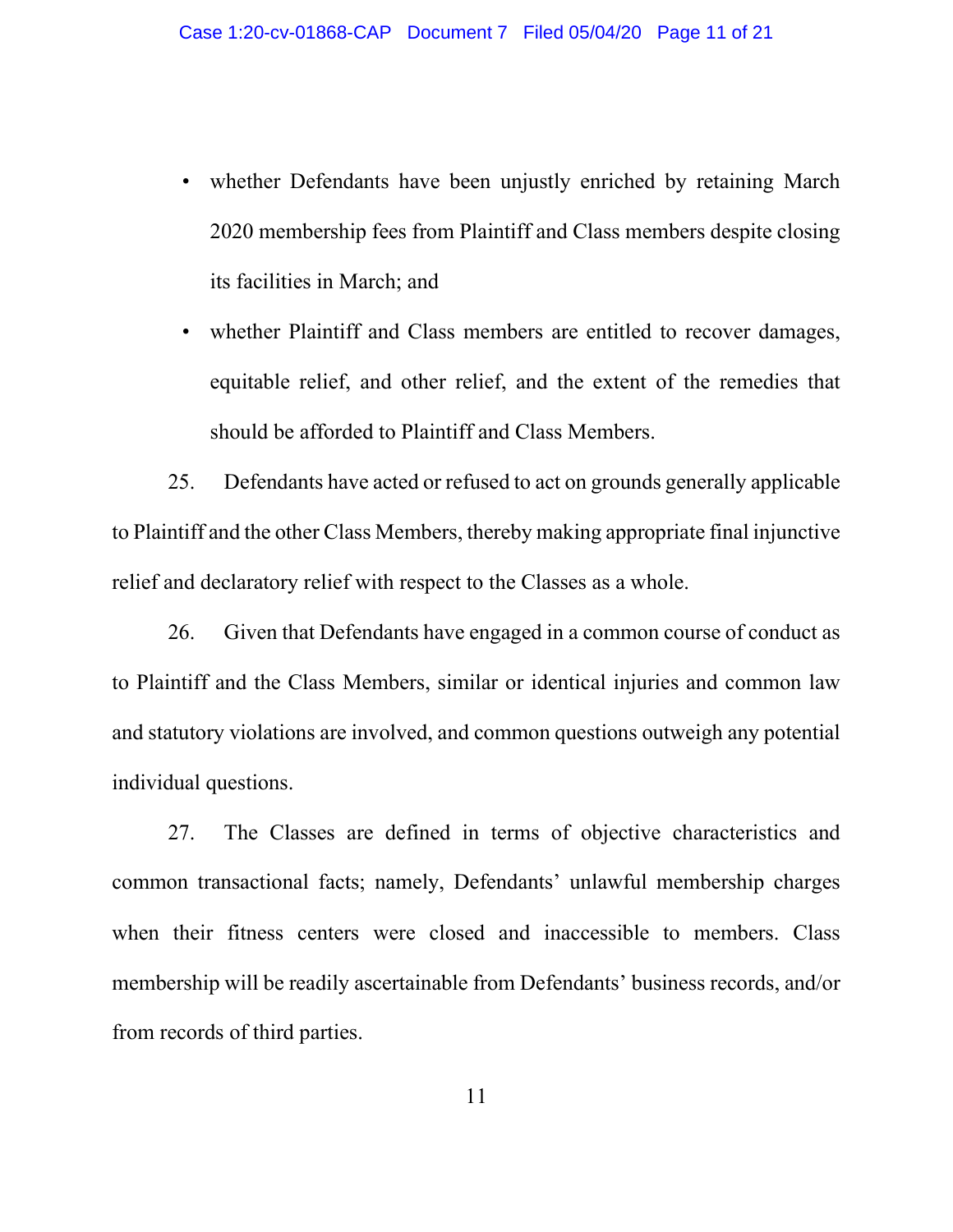- whether Defendants have been unjustly enriched by retaining March 2020 membership fees from Plaintiff and Class members despite closing its facilities in March; and
- whether Plaintiff and Class members are entitled to recover damages, equitable relief, and other relief, and the extent of the remedies that should be afforded to Plaintiff and Class Members.

25. Defendants have acted or refused to act on grounds generally applicable to Plaintiff and the other Class Members, thereby making appropriate final injunctive relief and declaratory relief with respect to the Classes as a whole.

26. Given that Defendants have engaged in a common course of conduct as to Plaintiff and the Class Members, similar or identical injuries and common law and statutory violations are involved, and common questions outweigh any potential individual questions.

27. The Classes are defined in terms of objective characteristics and common transactional facts; namely, Defendants' unlawful membership charges when their fitness centers were closed and inaccessible to members. Class membership will be readily ascertainable from Defendants' business records, and/or from records of third parties.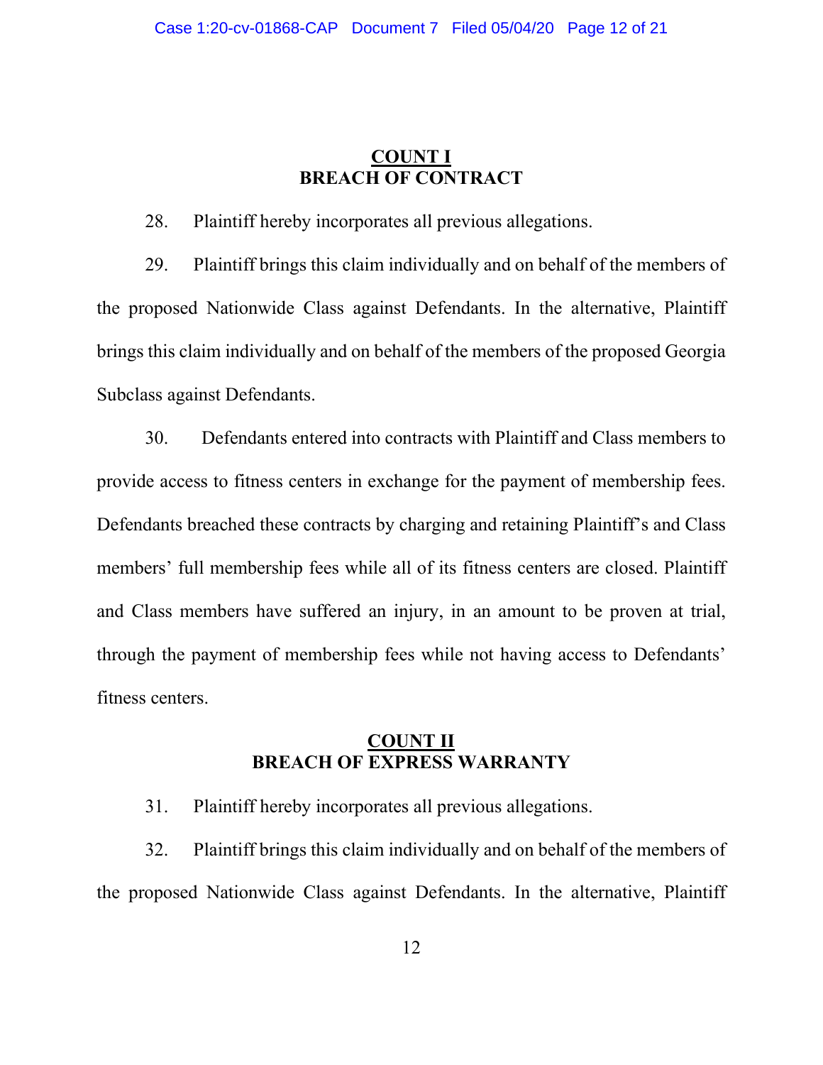## COUNT I
## BREACH OF CONTRACT

28. Plaintiff hereby incorporates all previous allegations.

29. Plaintiff brings this claim individually and on behalf of the members of the proposed Nationwide Class against Defendants. In the alternative, Plaintiff brings this claim individually and on behalf of the members of the proposed Georgia Subclass against Defendants.

30. Defendants entered into contracts with Plaintiff and Class members to provide access to fitness centers in exchange for the payment of membership fees. Defendants breached these contracts by charging and retaining Plaintiff's and Class members' full membership fees while all of its fitness centers are closed. Plaintiff and Class members have suffered an injury, in an amount to be proven at trial, through the payment of membership fees while not having access to Defendants' fitness centers.

## COUNT II
## BREACH OF EXPRESS WARRANTY

31. Plaintiff hereby incorporates all previous allegations.

32. Plaintiff brings this claim individually and on behalf of the members of the proposed Nationwide Class against Defendants. In the alternative, Plaintiff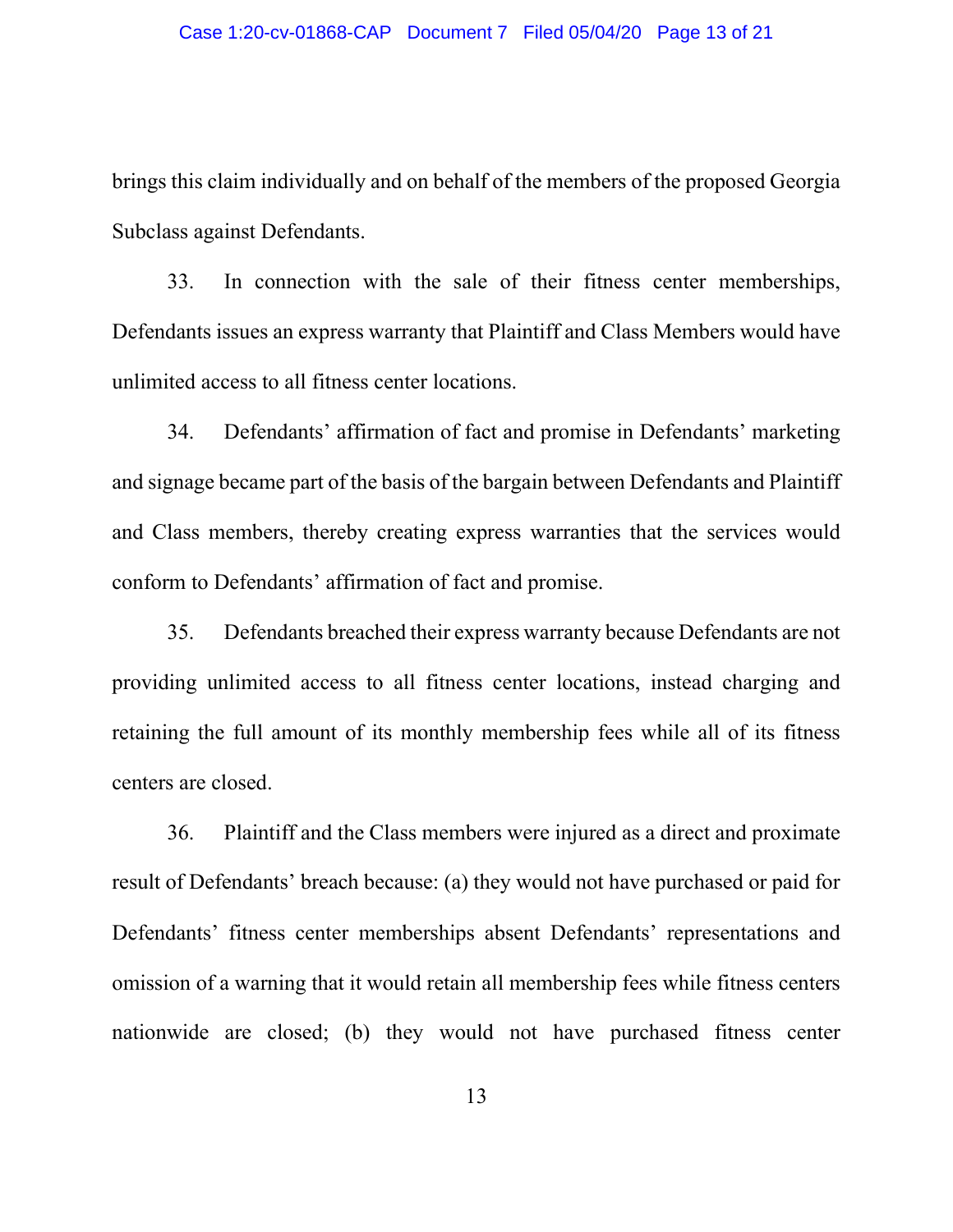brings this claim individually and on behalf of the members of the proposed Georgia Subclass against Defendants.

33. In connection with the sale of their fitness center memberships, Defendants issues an express warranty that Plaintiff and Class Members would have unlimited access to all fitness center locations.

34. Defendants' affirmation of fact and promise in Defendants' marketing and signage became part of the basis of the bargain between Defendants and Plaintiff and Class members, thereby creating express warranties that the services would conform to Defendants' affirmation of fact and promise.

35. Defendants breached their express warranty because Defendants are not providing unlimited access to all fitness center locations, instead charging and retaining the full amount of its monthly membership fees while all of its fitness centers are closed.

36. Plaintiff and the Class members were injured as a direct and proximate result of Defendants' breach because: (a) they would not have purchased or paid for Defendants' fitness center memberships absent Defendants' representations and omission of a warning that it would retain all membership fees while fitness centers nationwide are closed; (b) they would not have purchased fitness center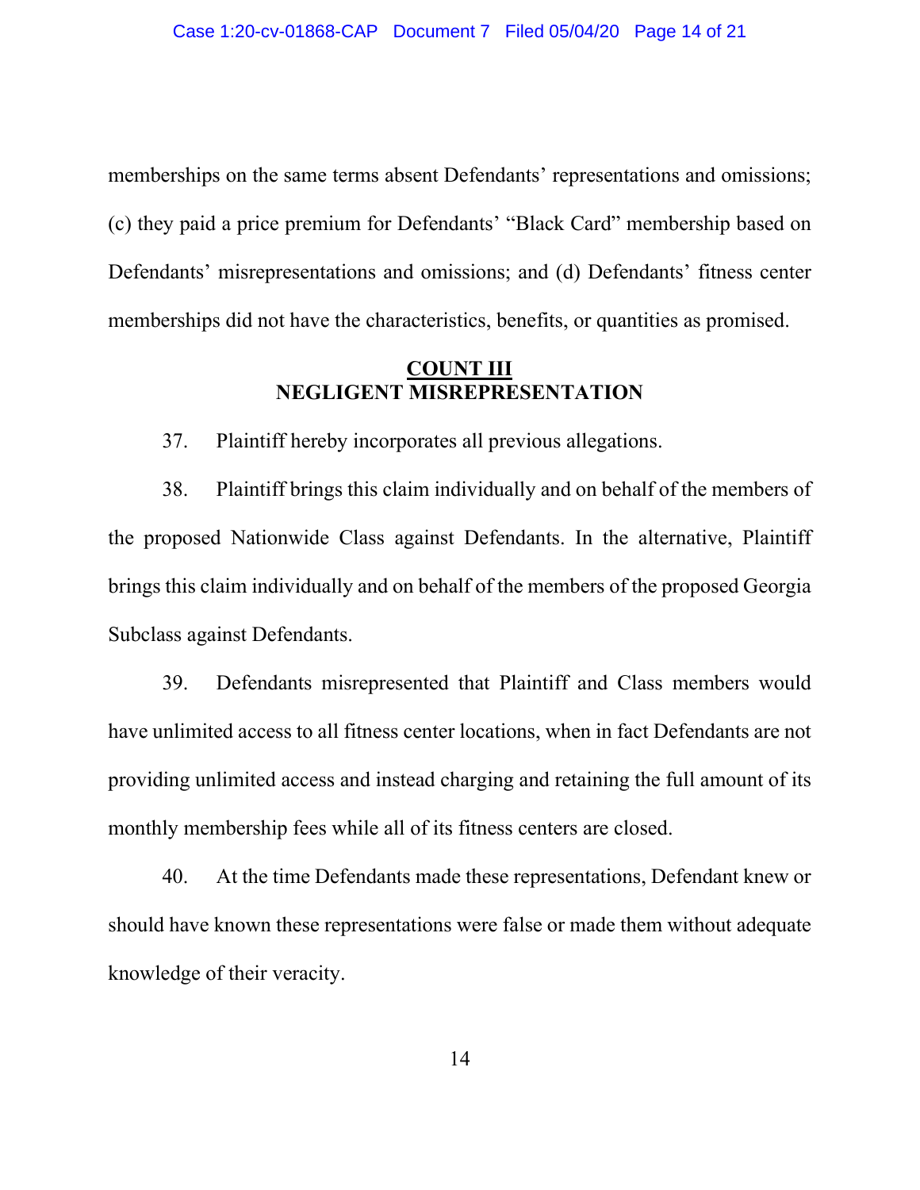memberships on the same terms absent Defendants' representations and omissions; (c) they paid a price premium for Defendants' "Black Card" membership based on Defendants' misrepresentations and omissions; and (d) Defendants' fitness center memberships did not have the characteristics, benefits, or quantities as promised.

## COUNT III
## NEGLIGENT MISREPRESENTATION

37. Plaintiff hereby incorporates all previous allegations.

38. Plaintiff brings this claim individually and on behalf of the members of the proposed Nationwide Class against Defendants. In the alternative, Plaintiff brings this claim individually and on behalf of the members of the proposed Georgia Subclass against Defendants.

39. Defendants misrepresented that Plaintiff and Class members would have unlimited access to all fitness center locations, when in fact Defendants are not providing unlimited access and instead charging and retaining the full amount of its monthly membership fees while all of its fitness centers are closed.

40. At the time Defendants made these representations, Defendant knew or should have known these representations were false or made them without adequate knowledge of their veracity.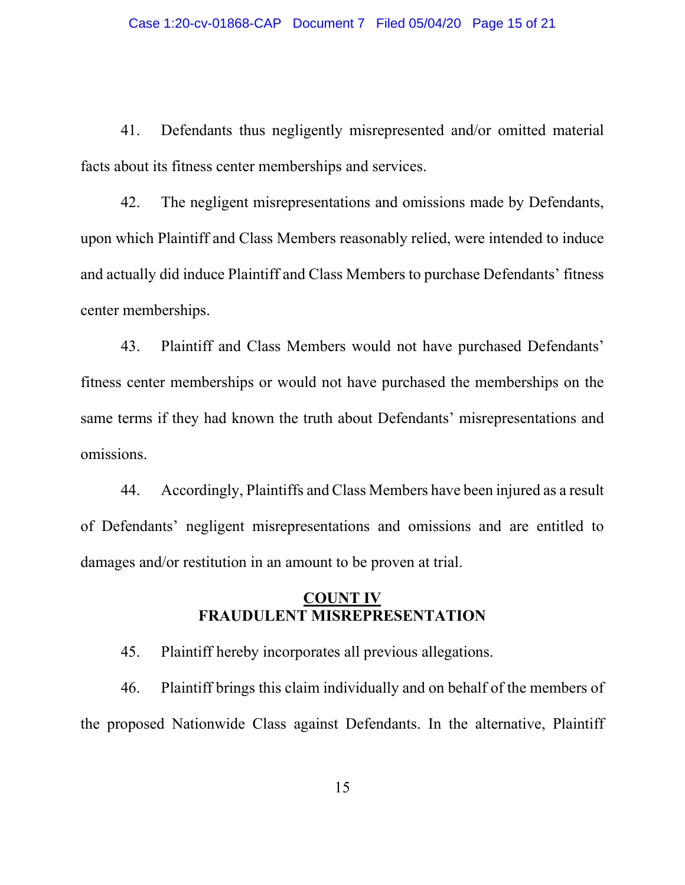41. Defendants thus negligently misrepresented and/or omitted material facts about its fitness center memberships and services.

42. The negligent misrepresentations and omissions made by Defendants, upon which Plaintiff and Class Members reasonably relied, were intended to induce and actually did induce Plaintiff and Class Members to purchase Defendants' fitness center memberships.

43. Plaintiff and Class Members would not have purchased Defendants' fitness center memberships or would not have purchased the memberships on the same terms if they had known the truth about Defendants' misrepresentations and omissions.

44. Accordingly, Plaintiffs and Class Members have been injured as a result of Defendants' negligent misrepresentations and omissions and are entitled to damages and/or restitution in an amount to be proven at trial.

## COUNT IV
## FRAUDULENT MISREPRESENTATION

45. Plaintiff hereby incorporates all previous allegations.

46. Plaintiff brings this claim individually and on behalf of the members of the proposed Nationwide Class against Defendants. In the alternative, Plaintiff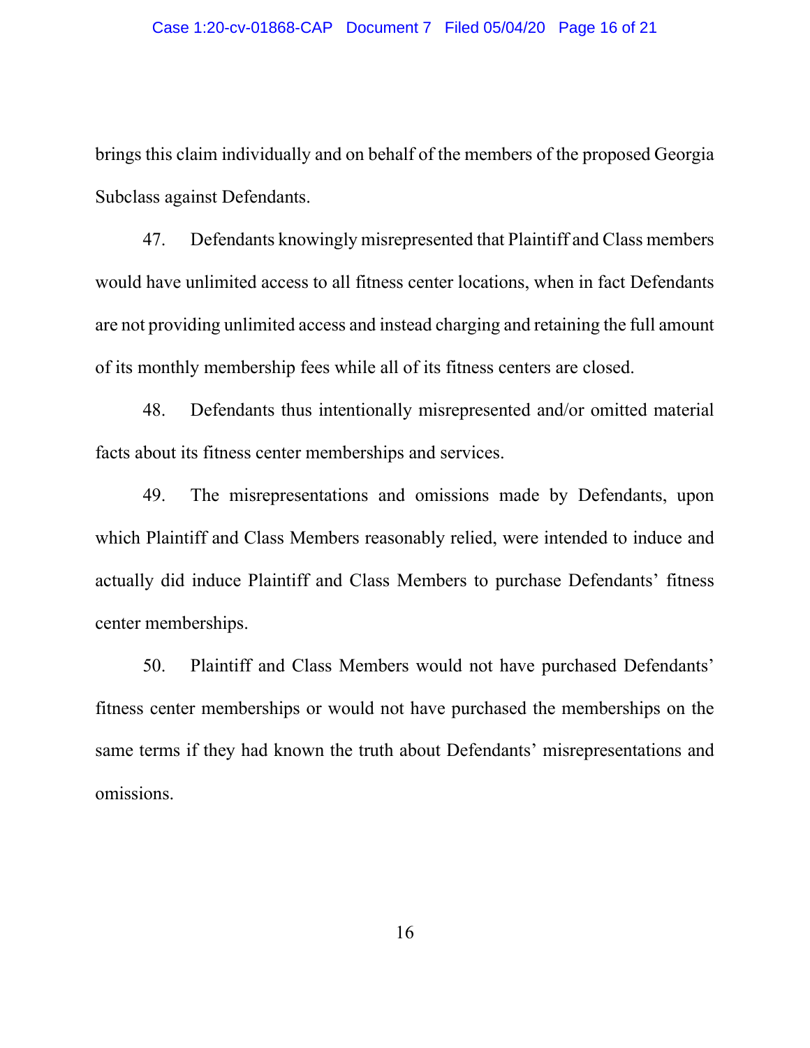brings this claim individually and on behalf of the members of the proposed Georgia Subclass against Defendants.

47. Defendants knowingly misrepresented that Plaintiff and Class members would have unlimited access to all fitness center locations, when in fact Defendants are not providing unlimited access and instead charging and retaining the full amount of its monthly membership fees while all of its fitness centers are closed.

48. Defendants thus intentionally misrepresented and/or omitted material facts about its fitness center memberships and services.

49. The misrepresentations and omissions made by Defendants, upon which Plaintiff and Class Members reasonably relied, were intended to induce and actually did induce Plaintiff and Class Members to purchase Defendants' fitness center memberships.

50. Plaintiff and Class Members would not have purchased Defendants' fitness center memberships or would not have purchased the memberships on the same terms if they had known the truth about Defendants' misrepresentations and omissions.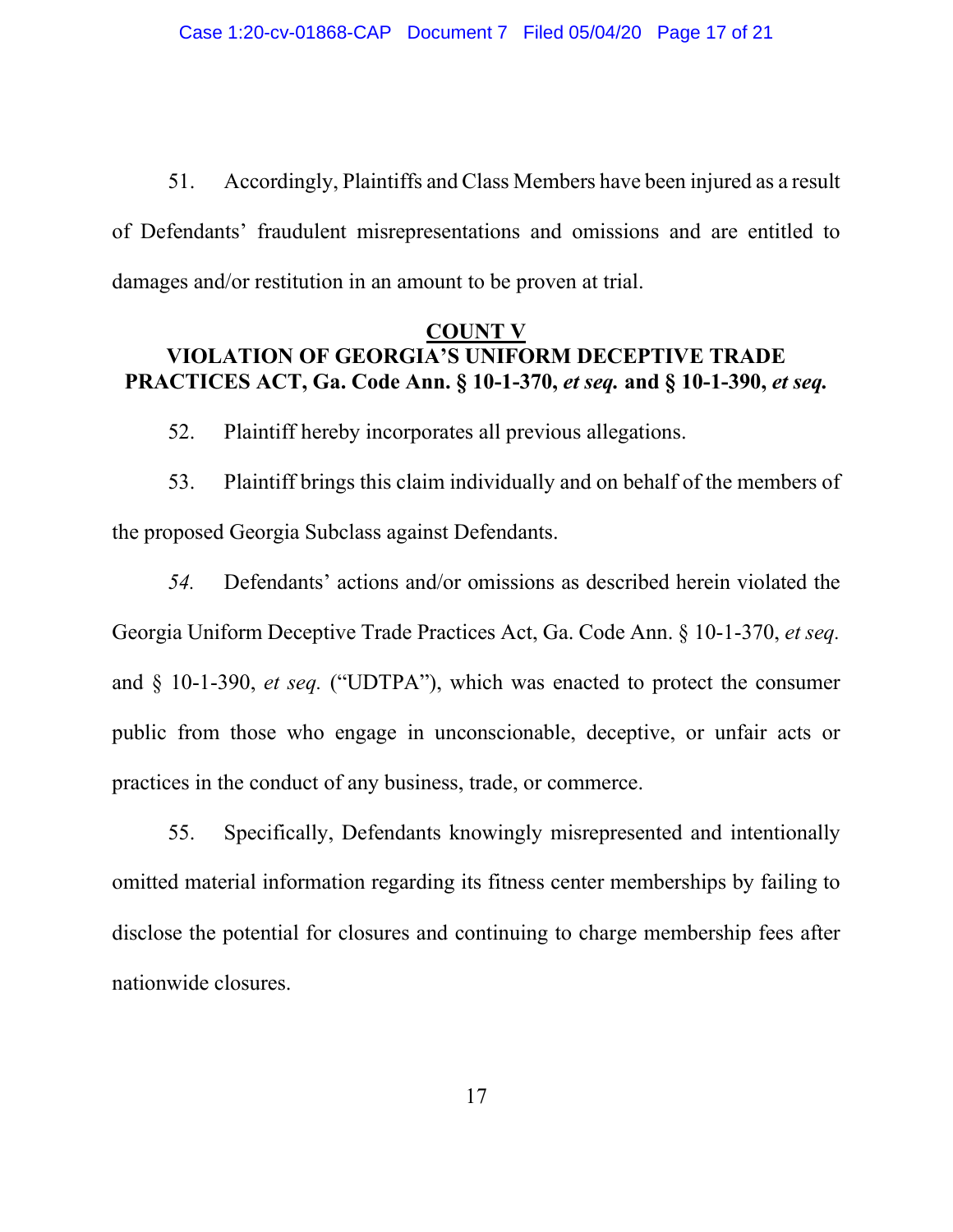51. Accordingly, Plaintiffs and Class Members have been injured as a result of Defendants' fraudulent misrepresentations and omissions and are entitled to damages and/or restitution in an amount to be proven at trial.

## COUNT V

## VIOLATION OF GEORGIA'S UNIFORM DECEPTIVE TRADE PRACTICES ACT, Ga. Code Ann. § 10-1-370, *et seq.* and § 10-1-390, *et seq.*

52. Plaintiff hereby incorporates all previous allegations.

53. Plaintiff brings this claim individually and on behalf of the members of the proposed Georgia Subclass against Defendants.

*54.* Defendants' actions and/or omissions as described herein violated the Georgia Uniform Deceptive Trade Practices Act, Ga. Code Ann. § 10-1-370, *et seq.* and § 10-1-390, *et seq.* ("UDTPA"), which was enacted to protect the consumer public from those who engage in unconscionable, deceptive, or unfair acts or practices in the conduct of any business, trade, or commerce.

55. Specifically, Defendants knowingly misrepresented and intentionally omitted material information regarding its fitness center memberships by failing to disclose the potential for closures and continuing to charge membership fees after nationwide closures.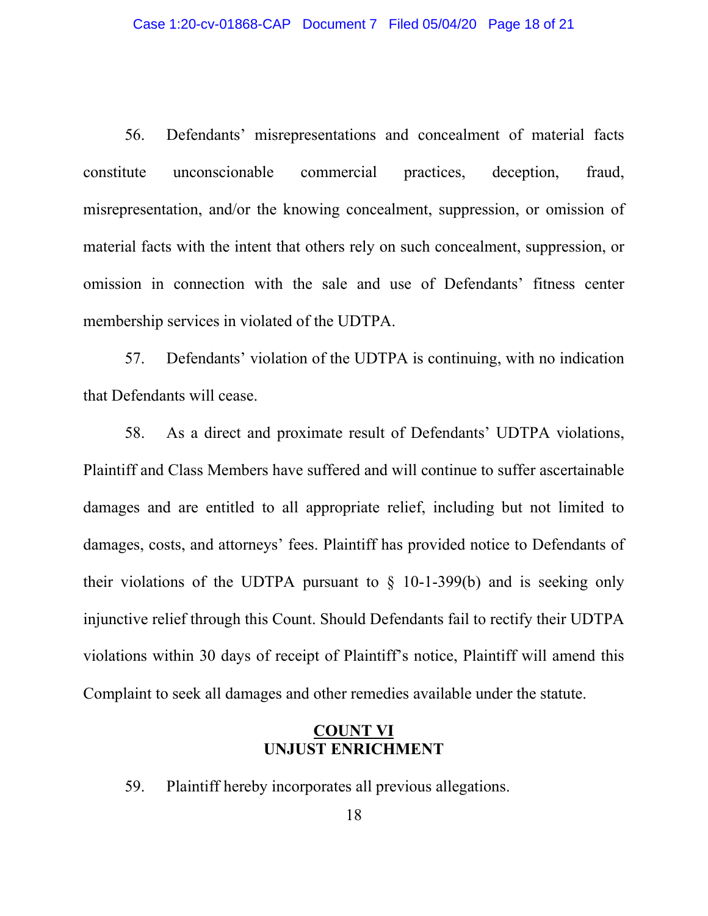56. Defendants' misrepresentations and concealment of material facts constitute unconscionable commercial practices, deception, fraud, misrepresentation, and/or the knowing concealment, suppression, or omission of material facts with the intent that others rely on such concealment, suppression, or omission in connection with the sale and use of Defendants' fitness center membership services in violated of the UDTPA.

57. Defendants' violation of the UDTPA is continuing, with no indication that Defendants will cease.

58. As a direct and proximate result of Defendants' UDTPA violations, Plaintiff and Class Members have suffered and will continue to suffer ascertainable damages and are entitled to all appropriate relief, including but not limited to damages, costs, and attorneys' fees. Plaintiff has provided notice to Defendants of their violations of the UDTPA pursuant to § 10-1-399(b) and is seeking only injunctive relief through this Count. Should Defendants fail to rectify their UDTPA violations within 30 days of receipt of Plaintiff's notice, Plaintiff will amend this Complaint to seek all damages and other remedies available under the statute.

## COUNT VI
## UNJUST ENRICHMENT

59. Plaintiff hereby incorporates all previous allegations.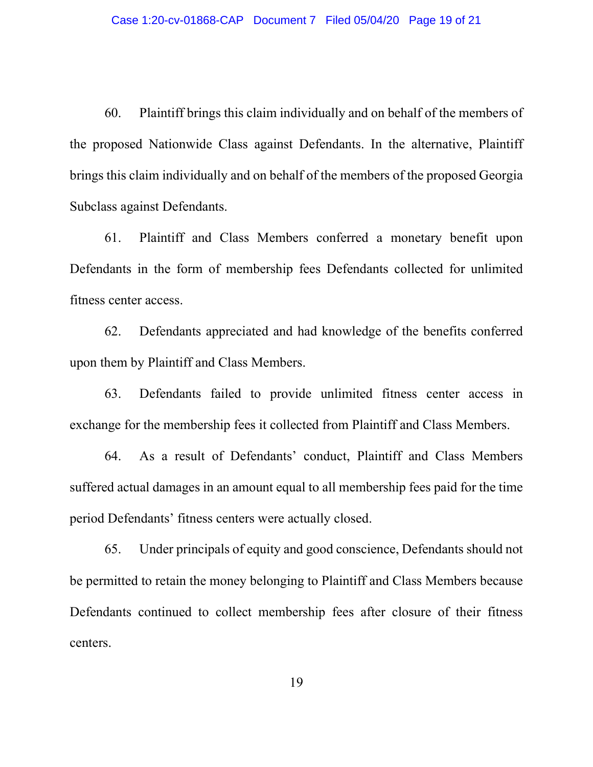60. Plaintiff brings this claim individually and on behalf of the members of the proposed Nationwide Class against Defendants. In the alternative, Plaintiff brings this claim individually and on behalf of the members of the proposed Georgia Subclass against Defendants.

61. Plaintiff and Class Members conferred a monetary benefit upon Defendants in the form of membership fees Defendants collected for unlimited fitness center access.

62. Defendants appreciated and had knowledge of the benefits conferred upon them by Plaintiff and Class Members.

63. Defendants failed to provide unlimited fitness center access in exchange for the membership fees it collected from Plaintiff and Class Members.

64. As a result of Defendants' conduct, Plaintiff and Class Members suffered actual damages in an amount equal to all membership fees paid for the time period Defendants' fitness centers were actually closed.

65. Under principals of equity and good conscience, Defendants should not be permitted to retain the money belonging to Plaintiff and Class Members because Defendants continued to collect membership fees after closure of their fitness centers.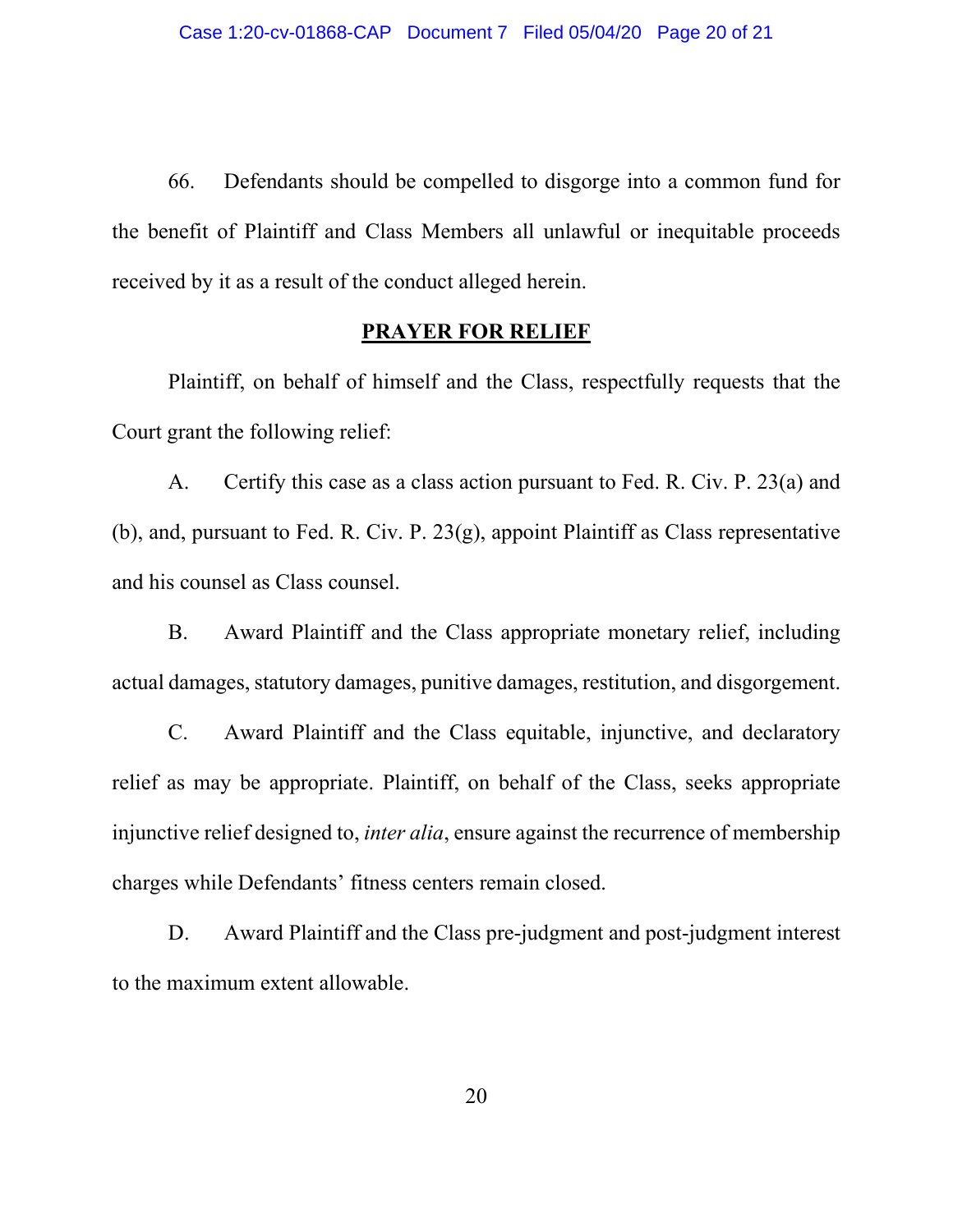66. Defendants should be compelled to disgorge into a common fund for the benefit of Plaintiff and Class Members all unlawful or inequitable proceeds received by it as a result of the conduct alleged herein.

## PRAYER FOR RELIEF

Plaintiff, on behalf of himself and the Class, respectfully requests that the Court grant the following relief:

A. Certify this case as a class action pursuant to Fed. R. Civ. P. 23(a) and (b), and, pursuant to Fed. R. Civ. P. 23(g), appoint Plaintiff as Class representative and his counsel as Class counsel.

B. Award Plaintiff and the Class appropriate monetary relief, including actual damages, statutory damages, punitive damages, restitution, and disgorgement.

C. Award Plaintiff and the Class equitable, injunctive, and declaratory relief as may be appropriate. Plaintiff, on behalf of the Class, seeks appropriate injunctive relief designed to, *inter alia*, ensure against the recurrence of membership charges while Defendants' fitness centers remain closed.

D. Award Plaintiff and the Class pre-judgment and post-judgment interest to the maximum extent allowable.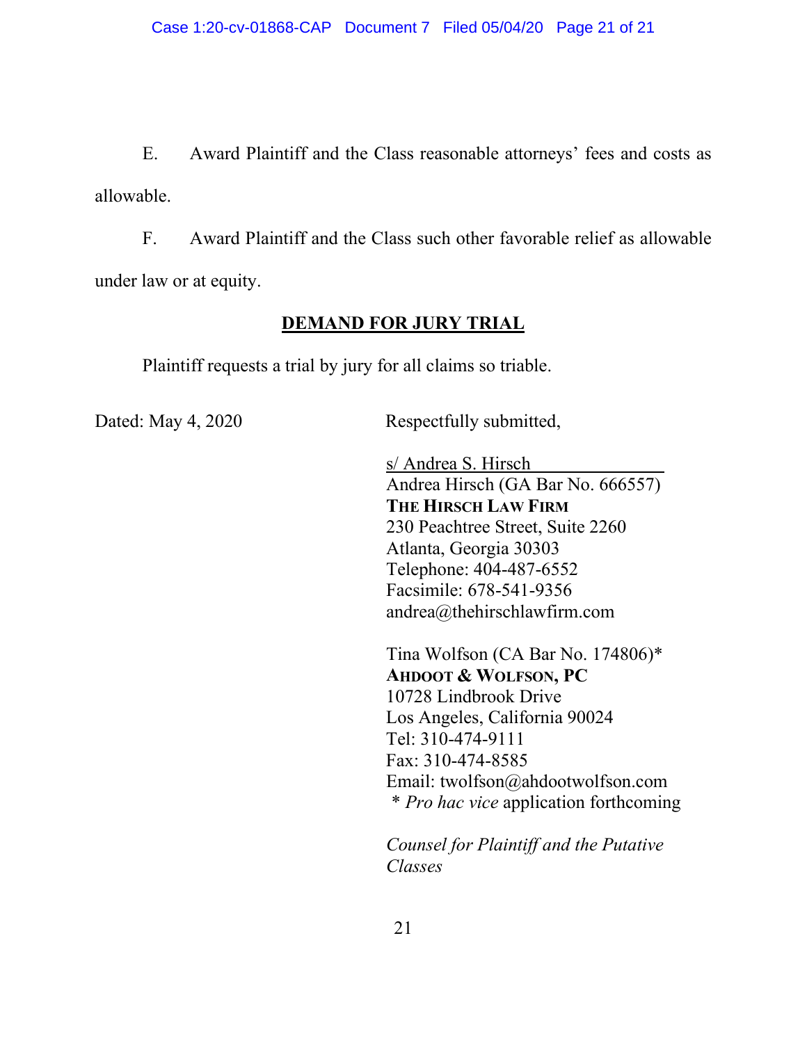E. Award Plaintiff and the Class reasonable attorneys' fees and costs as allowable.

F. Award Plaintiff and the Class such other favorable relief as allowable under law or at equity.

## DEMAND FOR JURY TRIAL

Plaintiff requests a trial by jury for all claims so triable.

Dated: May 4, 2020

Respectfully submitted,

s/ Andrea S. Hirsch
Andrea Hirsch (GA Bar No. 666557)
**THE HIRSCH LAW FIRM**
230 Peachtree Street, Suite 2260
Atlanta, Georgia 30303
Telephone: 404-487-6552
Facsimile: 678-541-9356
andrea@thehirschlawfirm.com

Tina Wolfson (CA Bar No. 174806)*
**AHDOOT & WOLFSON, PC**
10728 Lindbrook Drive
Los Angeles, California 90024
Tel: 310-474-9111
Fax: 310-474-8585
Email: twolfson@ahdootwolfson.com
\* *Pro hac vice* application forthcoming

*Counsel for Plaintiff and the Putative Classes*